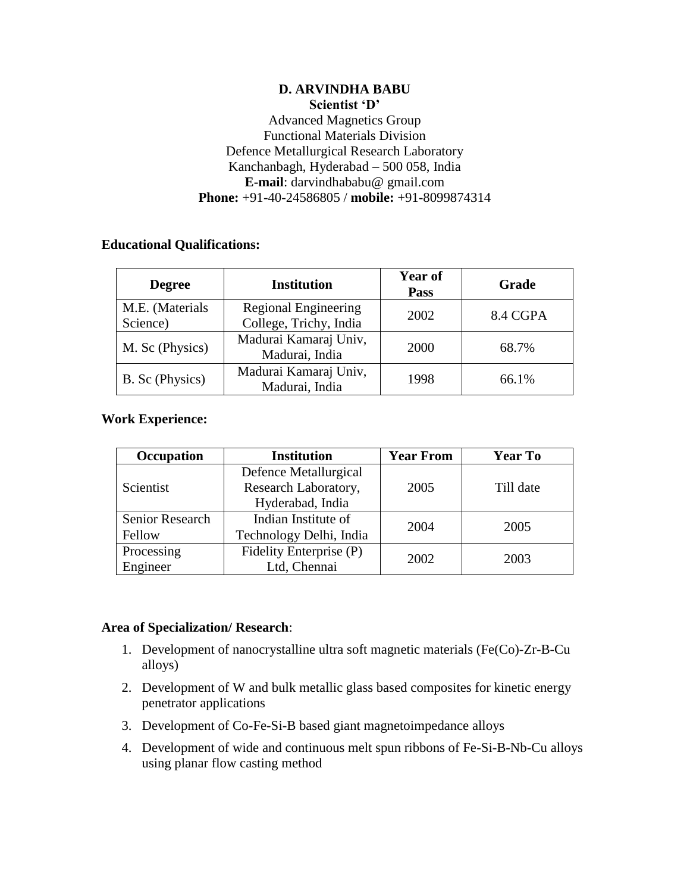**D. ARVINDHA BABU**
**Scientist 'D'**
Advanced Magnetics Group
Functional Materials Division
Defence Metallurgical Research Laboratory
Kanchanbagh, Hyderabad – 500 058, India
**E-mail**: darvindhababu@ gmail.com
**Phone:** +91-40-24586805 / **mobile:** +91-8099874314

**Educational Qualifications:**

| Degree | Institution | Year of Pass | Grade |
|---|---|---|---|
| M.E. (Materials Science) | Regional Engineering College, Trichy, India | 2002 | 8.4 CGPA |
| M. Sc (Physics) | Madurai Kamaraj Univ, Madurai, India | 2000 | 68.7% |
| B. Sc (Physics) | Madurai Kamaraj Univ, Madurai, India | 1998 | 66.1% |

**Work Experience:**

| Occupation | Institution | Year From | Year To |
|---|---|---|---|
| Scientist | Defence Metallurgical Research Laboratory, Hyderabad, India | 2005 | Till date |
| Senior Research Fellow | Indian Institute of Technology Delhi, India | 2004 | 2005 |
| Processing Engineer | Fidelity Enterprise (P) Ltd, Chennai | 2002 | 2003 |

**Area of Specialization/ Research**:

1. Development of nanocrystalline ultra soft magnetic materials (Fe(Co)-Zr-B-Cu alloys)
2. Development of W and bulk metallic glass based composites for kinetic energy penetrator applications
3. Development of Co-Fe-Si-B based giant magnetoimpedance alloys
4. Development of wide and continuous melt spun ribbons of Fe-Si-B-Nb-Cu alloys using planar flow casting method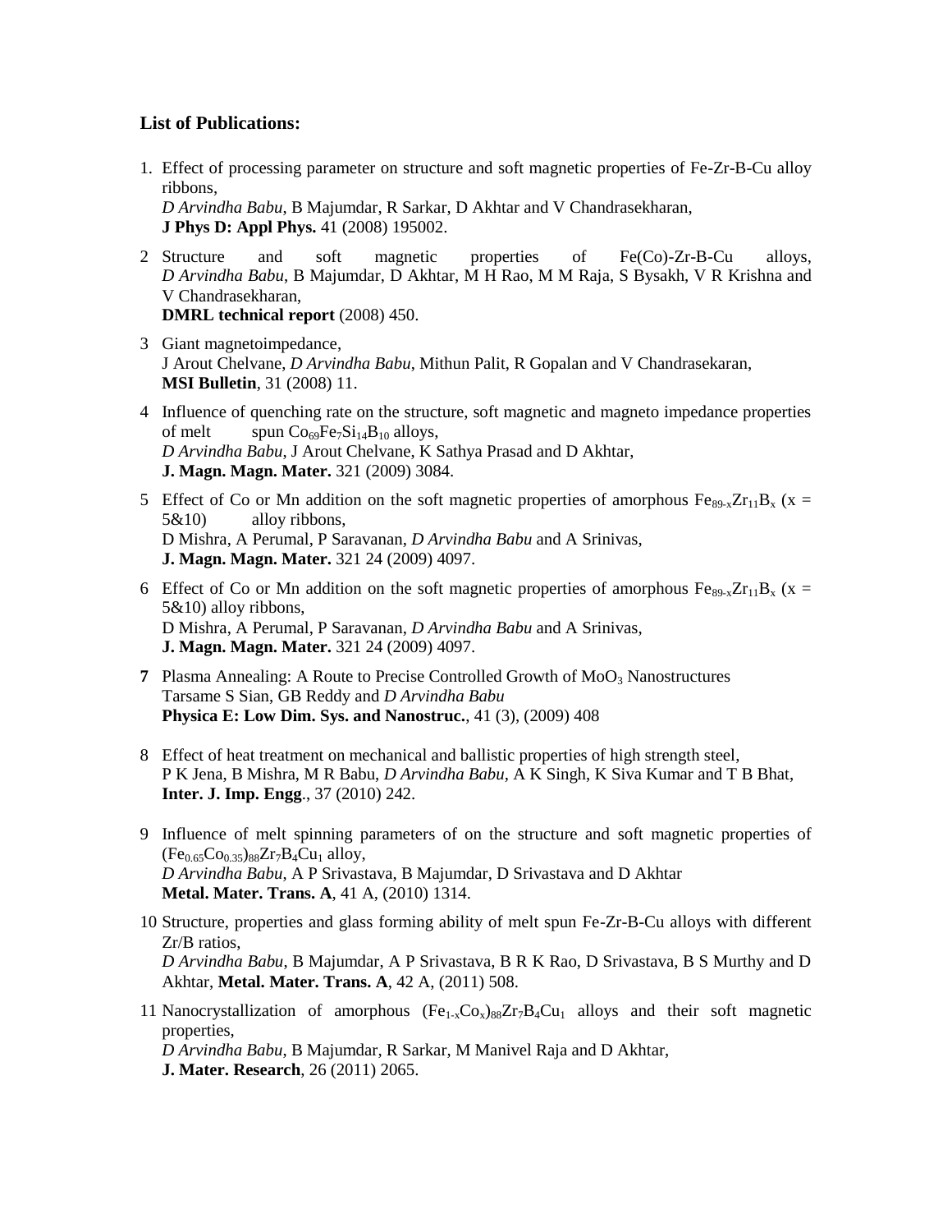**List of Publications:**

1. Effect of processing parameter on structure and soft magnetic properties of Fe-Zr-B-Cu alloy ribbons,
   *D Arvindha Babu*, B Majumdar, R Sarkar, D Akhtar and V Chandrasekharan,
   **J Phys D: Appl Phys.** 41 (2008) 195002.

2. Structure and soft magnetic properties of Fe(Co)-Zr-B-Cu alloys,
   *D Arvindha Babu*, B Majumdar, D Akhtar, M H Rao, M M Raja, S Bysakh, V R Krishna and V Chandrasekharan,
   **DMRL technical report** (2008) 450.

3. Giant magnetoimpedance,
   J Arout Chelvane, *D Arvindha Babu*, Mithun Palit, R Gopalan and V Chandrasekaran,
   **MSI Bulletin**, 31 (2008) 11.

4. Influence of quenching rate on the structure, soft magnetic and magneto impedance properties of melt spun $Co_{69}Fe_7Si_{14}B_{10}$ alloys,
   *D Arvindha Babu*, J Arout Chelvane, K Sathya Prasad and D Akhtar,
   **J. Magn. Magn. Mater.** 321 (2009) 3084.

5. Effect of Co or Mn addition on the soft magnetic properties of amorphous $Fe_{89-x}Zr_{11}B_x$ (x = 5&10) alloy ribbons,
   D Mishra, A Perumal, P Saravanan, *D Arvindha Babu* and A Srinivas,
   **J. Magn. Magn. Mater.** 321 24 (2009) 4097.

6. Effect of Co or Mn addition on the soft magnetic properties of amorphous $Fe_{89-x}Zr_{11}B_x$ (x = 5&10) alloy ribbons,
   D Mishra, A Perumal, P Saravanan, *D Arvindha Babu* and A Srinivas,
   **J. Magn. Magn. Mater.** 321 24 (2009) 4097.

7. Plasma Annealing: A Route to Precise Controlled Growth of $MoO_3$ Nanostructures
   Tarsame S Sian, GB Reddy and *D Arvindha Babu*
   **Physica E: Low Dim. Sys. and Nanostruc.**, 41 (3), (2009) 408

8. Effect of heat treatment on mechanical and ballistic properties of high strength steel,
   P K Jena, B Mishra, M R Babu, *D Arvindha Babu*, A K Singh, K Siva Kumar and T B Bhat,
   **Inter. J. Imp. Engg**., 37 (2010) 242.

9. Influence of melt spinning parameters of on the structure and soft magnetic properties of $(Fe_{0.65}Co_{0.35})_{88}Zr_7B_4Cu_1$ alloy,
   *D Arvindha Babu*, A P Srivastava, B Majumdar, D Srivastava and D Akhtar
   **Metal. Mater. Trans. A**, 41 A, (2010) 1314.

10. Structure, properties and glass forming ability of melt spun Fe-Zr-B-Cu alloys with different Zr/B ratios,
    *D Arvindha Babu*, B Majumdar, A P Srivastava, B R K Rao, D Srivastava, B S Murthy and D Akhtar, **Metal. Mater. Trans. A**, 42 A, (2011) 508.

11. Nanocrystallization of amorphous $(Fe_{1-x}Co_x)_{88}Zr_7B_4Cu_1$ alloys and their soft magnetic properties,
    *D Arvindha Babu*, B Majumdar, R Sarkar, M Manivel Raja and D Akhtar,
    **J. Mater. Research**, 26 (2011) 2065.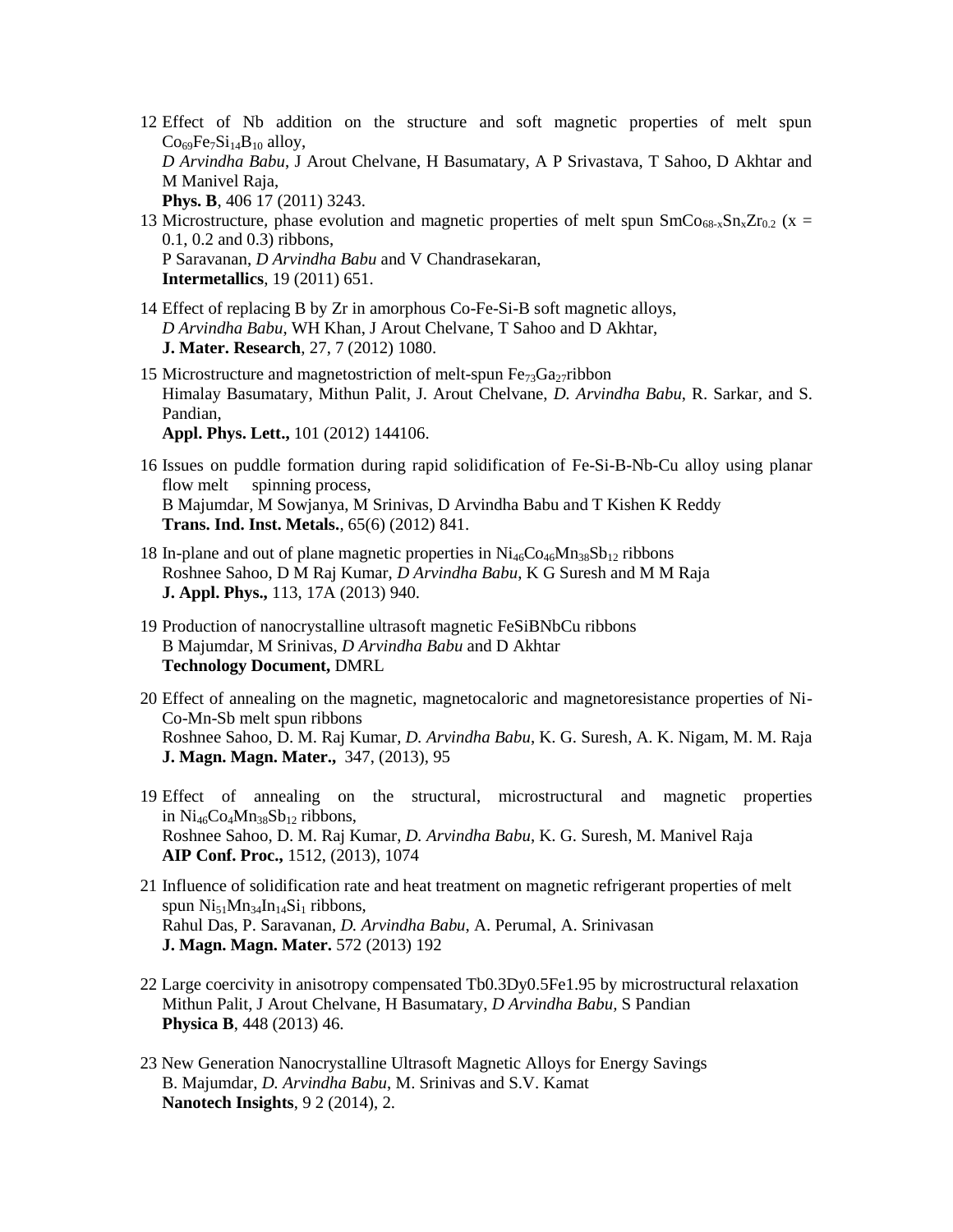12 Effect of Nb addition on the structure and soft magnetic properties of melt spun $Co_{69}Fe_7Si_{14}B_{10}$ alloy,
*D Arvindha Babu*, J Arout Chelvane, H Basumatary, A P Srivastava, T Sahoo, D Akhtar and M Manivel Raja,
**Phys. B**, 406 17 (2011) 3243.

13 Microstructure, phase evolution and magnetic properties of melt spun $SmCo_{68-x}Sn_xZr_{0.2}$ (x = 0.1, 0.2 and 0.3) ribbons,
P Saravanan, *D Arvindha Babu* and V Chandrasekaran,
**Intermetallics**, 19 (2011) 651.

14 Effect of replacing B by Zr in amorphous Co-Fe-Si-B soft magnetic alloys,
*D Arvindha Babu*, WH Khan, J Arout Chelvane, T Sahoo and D Akhtar,
**J. Mater. Research**, 27, 7 (2012) 1080.

15 Microstructure and magnetostriction of melt-spun $Fe_{73}Ga_{27}$ribbon
Himalay Basumatary, Mithun Palit, J. Arout Chelvane, *D. Arvindha Babu*, R. Sarkar, and S. Pandian,
**Appl. Phys. Lett.,** 101 (2012) 144106.

16 Issues on puddle formation during rapid solidification of Fe-Si-B-Nb-Cu alloy using planar flow melt spinning process,
B Majumdar, M Sowjanya, M Srinivas, D Arvindha Babu and T Kishen K Reddy
**Trans. Ind. Inst. Metals.**, 65(6) (2012) 841.

18 In-plane and out of plane magnetic properties in $Ni_{46}Co_{46}Mn_{38}Sb_{12}$ ribbons
Roshnee Sahoo, D M Raj Kumar, *D Arvindha Babu*, K G Suresh and M M Raja
**J. Appl. Phys.,** 113, 17A (2013) 940.

19 Production of nanocrystalline ultrasoft magnetic FeSiBNbCu ribbons
B Majumdar, M Srinivas, *D Arvindha Babu* and D Akhtar
**Technology Document,** DMRL

20 Effect of annealing on the magnetic, magnetocaloric and magnetoresistance properties of Ni-Co-Mn-Sb melt spun ribbons
Roshnee Sahoo, D. M. Raj Kumar, *D. Arvindha Babu*, K. G. Suresh, A. K. Nigam, M. M. Raja
**J. Magn. Magn. Mater.,** 347, (2013), 95

19 Effect of annealing on the structural, microstructural and magnetic properties in $Ni_{46}Co_4Mn_{38}Sb_{12}$ ribbons,
Roshnee Sahoo, D. M. Raj Kumar, *D. Arvindha Babu*, K. G. Suresh, M. Manivel Raja
**AIP Conf. Proc.,** 1512, (2013), 1074

21 Influence of solidification rate and heat treatment on magnetic refrigerant properties of melt spun $Ni_{51}Mn_{34}In_{14}Si_1$ ribbons,
Rahul Das, P. Saravanan, *D. Arvindha Babu*, A. Perumal, A. Srinivasan
**J. Magn. Magn. Mater.** 572 (2013) 192

22 Large coercivity in anisotropy compensated Tb0.3Dy0.5Fe1.95 by microstructural relaxation
Mithun Palit, J Arout Chelvane, H Basumatary, *D Arvindha Babu*, S Pandian
**Physica B**, 448 (2013) 46.

23 New Generation Nanocrystalline Ultrasoft Magnetic Alloys for Energy Savings
B. Majumdar, *D. Arvindha Babu*, M. Srinivas and S.V. Kamat
**Nanotech Insights**, 9 2 (2014), 2.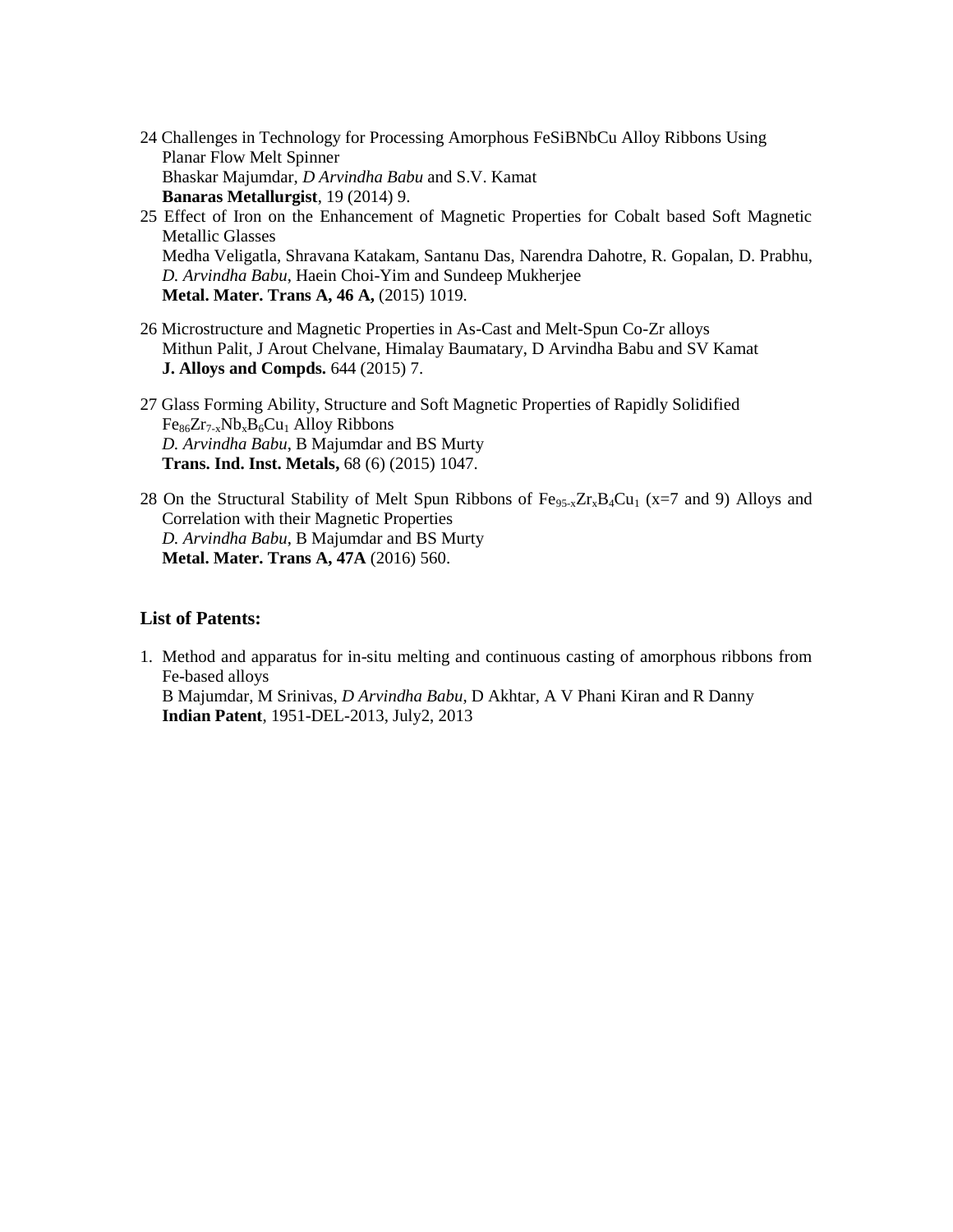24 Challenges in Technology for Processing Amorphous FeSiBNbCu Alloy Ribbons Using Planar Flow Melt Spinner
Bhaskar Majumdar, *D Arvindha Babu* and S.V. Kamat
**Banaras Metallurgist**, 19 (2014) 9.

25 Effect of Iron on the Enhancement of Magnetic Properties for Cobalt based Soft Magnetic Metallic Glasses
Medha Veligatla, Shravana Katakam, Santanu Das, Narendra Dahotre, R. Gopalan, D. Prabhu, *D. Arvindha Babu*, Haein Choi-Yim and Sundeep Mukherjee
**Metal. Mater. Trans A, 46 A,** (2015) 1019.

26 Microstructure and Magnetic Properties in As-Cast and Melt-Spun Co-Zr alloys
Mithun Palit, J Arout Chelvane, Himalay Baumatary, D Arvindha Babu and SV Kamat
**J. Alloys and Compds.** 644 (2015) 7.

27 Glass Forming Ability, Structure and Soft Magnetic Properties of Rapidly Solidified $Fe_{86}Zr_{7-x}Nb_xB_6Cu_1$ Alloy Ribbons
*D. Arvindha Babu*, B Majumdar and BS Murty
**Trans. Ind. Inst. Metals,** 68 (6) (2015) 1047.

28 On the Structural Stability of Melt Spun Ribbons of $Fe_{95-x}Zr_xB_4Cu_1$ (x=7 and 9) Alloys and Correlation with their Magnetic Properties
*D. Arvindha Babu*, B Majumdar and BS Murty
**Metal. Mater. Trans A, 47A** (2016) 560.

### List of Patents:

1. Method and apparatus for in-situ melting and continuous casting of amorphous ribbons from Fe-based alloys
B Majumdar, M Srinivas, *D Arvindha Babu*, D Akhtar, A V Phani Kiran and R Danny
**Indian Patent**, 1951-DEL-2013, July2, 2013